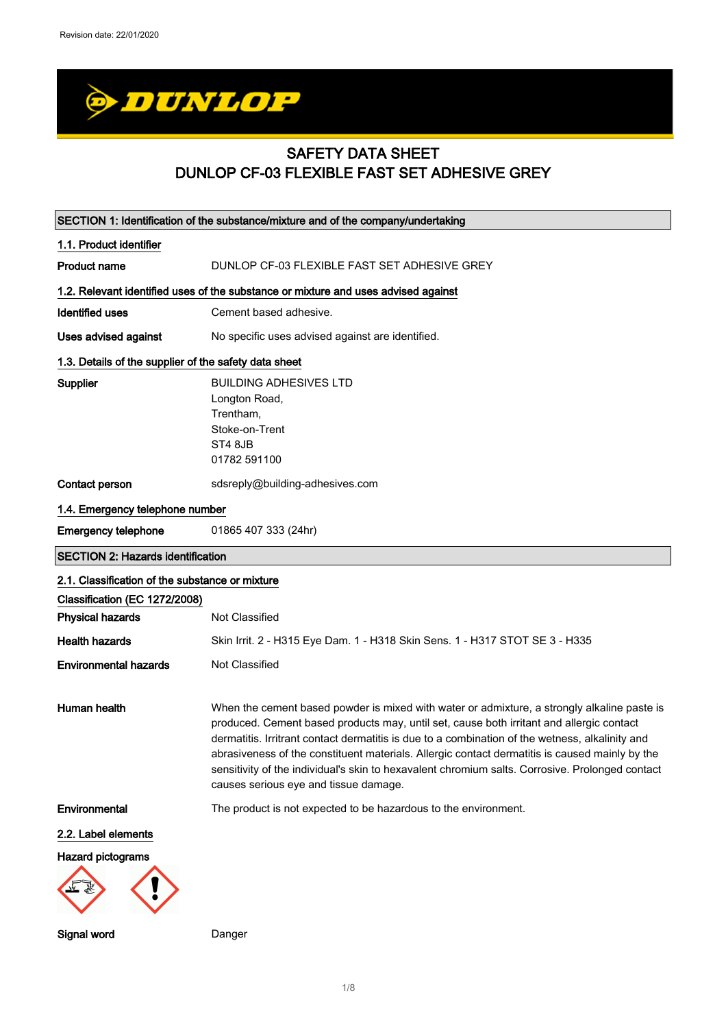Revision date: 22/01/2020

# SAFETY DATA SHEET
# DUNLOP CF-03 FLEXIBLE FAST SET ADHESIVE GREY

## SECTION 1: Identification of the substance/mixture and of the company/undertaking

### 1.1. Product identifier

**Product name** DUNLOP CF-03 FLEXIBLE FAST SET ADHESIVE GREY

### 1.2. Relevant identified uses of the substance or mixture and uses advised against

**Identified uses** Cement based adhesive.

**Uses advised against** No specific uses advised against are identified.

### 1.3. Details of the supplier of the safety data sheet

**Supplier** BUILDING ADHESIVES LTD
Longton Road,
Trentham,
Stoke-on-Trent
ST4 8JB
01782 591100

**Contact person** sdsreply@building-adhesives.com

### 1.4. Emergency telephone number

**Emergency telephone** 01865 407 333 (24hr)

## SECTION 2: Hazards identification

### 2.1. Classification of the substance or mixture

**Classification (EC 1272/2008)**

**Physical hazards** Not Classified

**Health hazards** Skin Irrit. 2 - H315 Eye Dam. 1 - H318 Skin Sens. 1 - H317 STOT SE 3 - H335

**Environmental hazards** Not Classified

**Human health** When the cement based powder is mixed with water or admixture, a strongly alkaline paste is produced. Cement based products may, until set, cause both irritant and allergic contact dermatitis. Irritant contact dermatitis is due to a combination of the wetness, alkalinity and abrasiveness of the constituent materials. Allergic contact dermatitis is caused mainly by the sensitivity of the individual's skin to hexavalent chromium salts. Corrosive. Prolonged contact causes serious eye and tissue damage.

**Environmental** The product is not expected to be hazardous to the environment.

### 2.2. Label elements

**Hazard pictograms**

**Signal word** Danger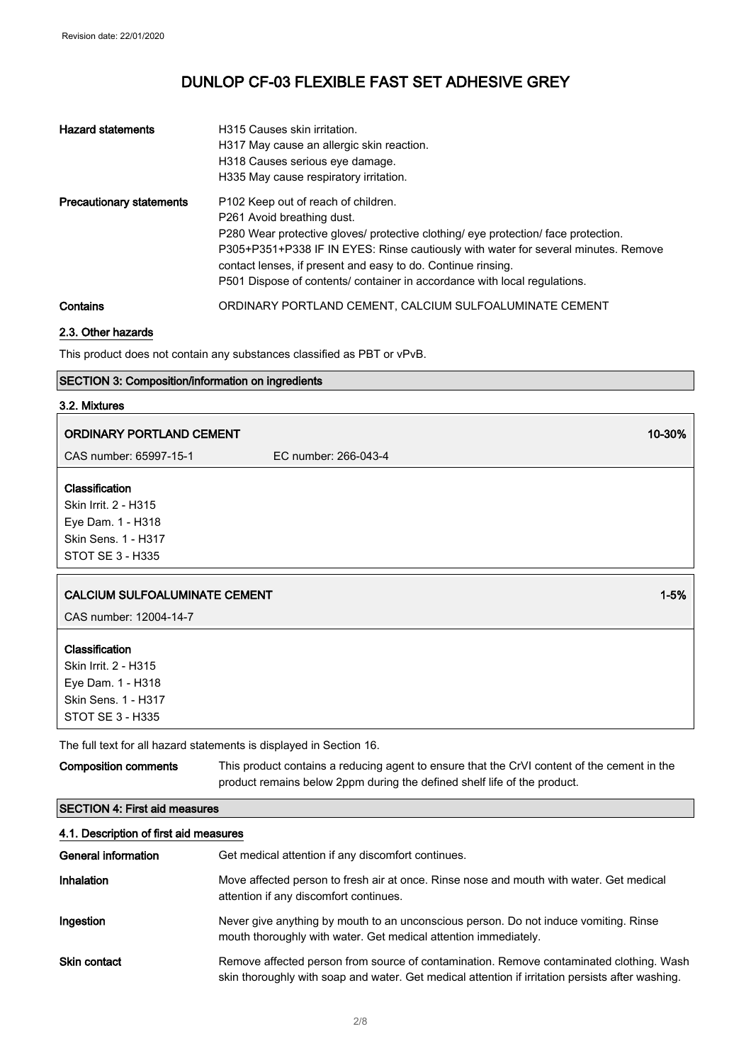| | |
|---|---|
| **Hazard statements** | H315 Causes skin irritation.<br>H317 May cause an allergic skin reaction.<br>H318 Causes serious eye damage.<br>H335 May cause respiratory irritation. |
| **Precautionary statements** | P102 Keep out of reach of children.<br>P261 Avoid breathing dust.<br>P280 Wear protective gloves/ protective clothing/ eye protection/ face protection.<br>P305+P351+P338 IF IN EYES: Rinse cautiously with water for several minutes. Remove contact lenses, if present and easy to do. Continue rinsing.<br>P501 Dispose of contents/ container in accordance with local regulations. |
| **Contains** | ORDINARY PORTLAND CEMENT, CALCIUM SULFOALUMINATE CEMENT |

### 2.3. Other hazards

This product does not contain any substances classified as PBT or vPvB.

## SECTION 3: Composition/information on ingredients

### 3.2. Mixtures

**ORDINARY PORTLAND CEMENT** — 10-30%

CAS number: 65997-15-1 EC number: 266-043-4

**Classification**
Skin Irrit. 2 - H315
Eye Dam. 1 - H318
Skin Sens. 1 - H317
STOT SE 3 - H335

**CALCIUM SULFOALUMINATE CEMENT** — 1-5%

CAS number: 12004-14-7

**Classification**
Skin Irrit. 2 - H315
Eye Dam. 1 - H318
Skin Sens. 1 - H317
STOT SE 3 - H335

The full text for all hazard statements is displayed in Section 16.

| | |
|---|---|
| **Composition comments** | This product contains a reducing agent to ensure that the CrVI content of the cement in the product remains below 2ppm during the defined shelf life of the product. |

## SECTION 4: First aid measures

### 4.1. Description of first aid measures

| | |
|---|---|
| **General information** | Get medical attention if any discomfort continues. |
| **Inhalation** | Move affected person to fresh air at once. Rinse nose and mouth with water. Get medical attention if any discomfort continues. |
| **Ingestion** | Never give anything by mouth to an unconscious person. Do not induce vomiting. Rinse mouth thoroughly with water. Get medical attention immediately. |
| **Skin contact** | Remove affected person from source of contamination. Remove contaminated clothing. Wash skin thoroughly with soap and water. Get medical attention if irritation persists after washing. |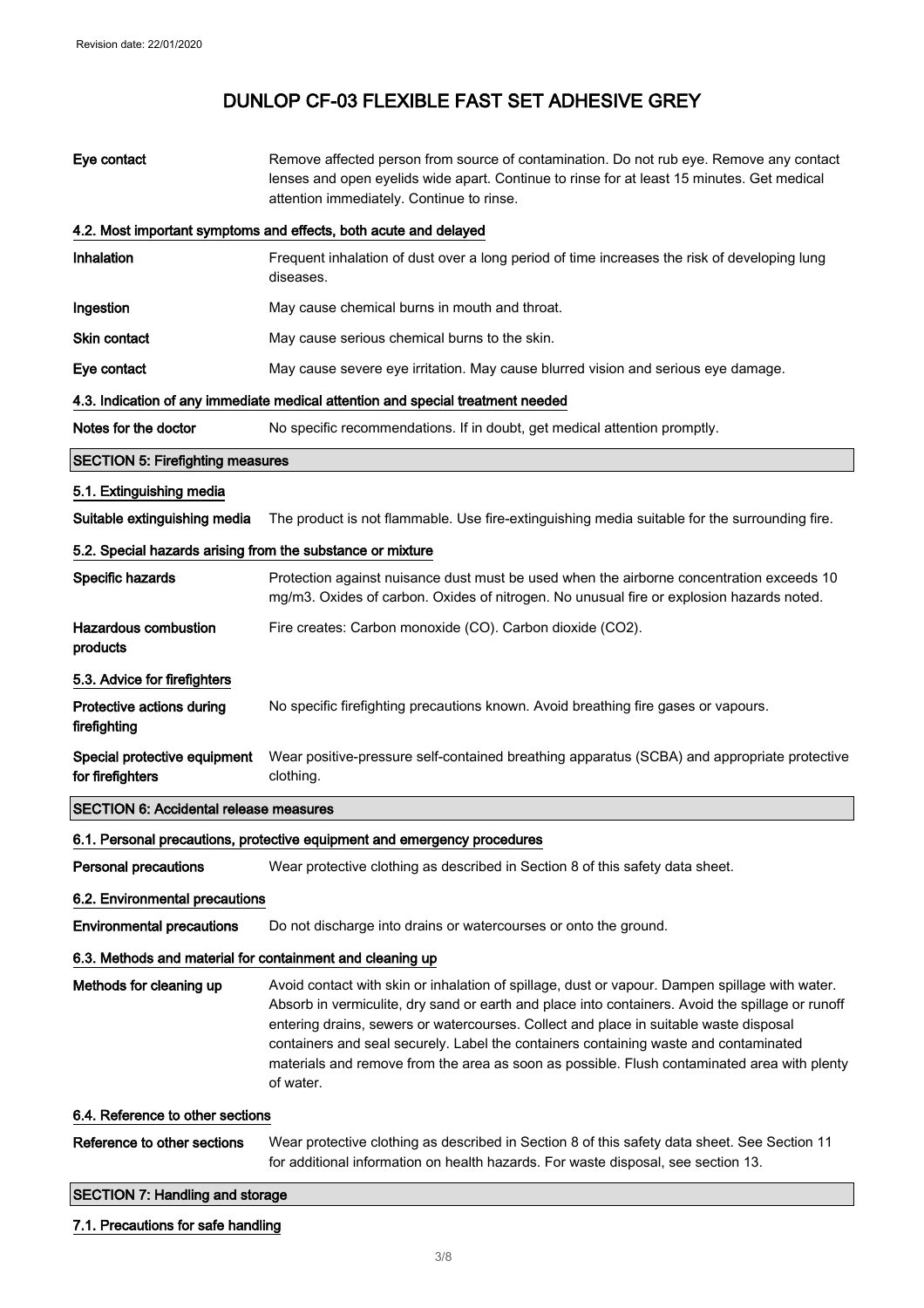# DUNLOP CF-03 FLEXIBLE FAST SET ADHESIVE GREY

**Eye contact** Remove affected person from source of contamination. Do not rub eye. Remove any contact lenses and open eyelids wide apart. Continue to rinse for at least 15 minutes. Get medical attention immediately. Continue to rinse.

### 4.2. Most important symptoms and effects, both acute and delayed

**Inhalation** Frequent inhalation of dust over a long period of time increases the risk of developing lung diseases.

**Ingestion** May cause chemical burns in mouth and throat.

**Skin contact** May cause serious chemical burns to the skin.

**Eye contact** May cause severe eye irritation. May cause blurred vision and serious eye damage.

### 4.3. Indication of any immediate medical attention and special treatment needed

**Notes for the doctor** No specific recommendations. If in doubt, get medical attention promptly.

## SECTION 5: Firefighting measures

### 5.1. Extinguishing media

**Suitable extinguishing media** The product is not flammable. Use fire-extinguishing media suitable for the surrounding fire.

### 5.2. Special hazards arising from the substance or mixture

**Specific hazards** Protection against nuisance dust must be used when the airborne concentration exceeds 10 mg/m3. Oxides of carbon. Oxides of nitrogen. No unusual fire or explosion hazards noted.

**Hazardous combustion products** Fire creates: Carbon monoxide (CO). Carbon dioxide ($CO_2$).

### 5.3. Advice for firefighters

**Protective actions during firefighting** No specific firefighting precautions known. Avoid breathing fire gases or vapours.

**Special protective equipment for firefighters** Wear positive-pressure self-contained breathing apparatus (SCBA) and appropriate protective clothing.

## SECTION 6: Accidental release measures

### 6.1. Personal precautions, protective equipment and emergency procedures

**Personal precautions** Wear protective clothing as described in Section 8 of this safety data sheet.

### 6.2. Environmental precautions

**Environmental precautions** Do not discharge into drains or watercourses or onto the ground.

### 6.3. Methods and material for containment and cleaning up

**Methods for cleaning up** Avoid contact with skin or inhalation of spillage, dust or vapour. Dampen spillage with water. Absorb in vermiculite, dry sand or earth and place into containers. Avoid the spillage or runoff entering drains, sewers or watercourses. Collect and place in suitable waste disposal containers and seal securely. Label the containers containing waste and contaminated materials and remove from the area as soon as possible. Flush contaminated area with plenty of water.

### 6.4. Reference to other sections

**Reference to other sections** Wear protective clothing as described in Section 8 of this safety data sheet. See Section 11 for additional information on health hazards. For waste disposal, see section 13.

## SECTION 7: Handling and storage

### 7.1. Precautions for safe handling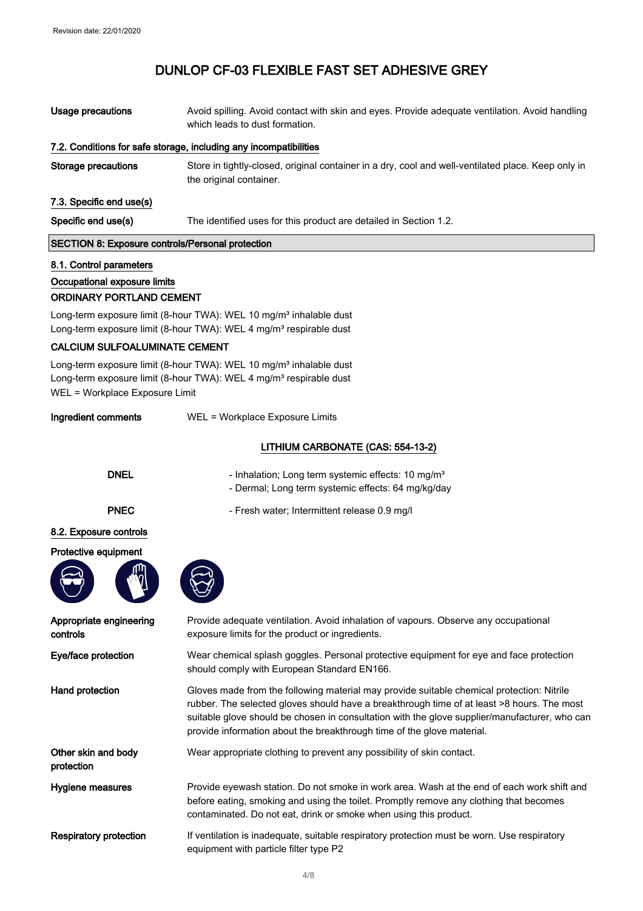# DUNLOP CF-03 FLEXIBLE FAST SET ADHESIVE GREY

**Usage precautions** Avoid spilling. Avoid contact with skin and eyes. Provide adequate ventilation. Avoid handling which leads to dust formation.

### 7.2. Conditions for safe storage, including any incompatibilities

**Storage precautions** Store in tightly-closed, original container in a dry, cool and well-ventilated place. Keep only in the original container.

### 7.3. Specific end use(s)

**Specific end use(s)** The identified uses for this product are detailed in Section 1.2.

## SECTION 8: Exposure controls/Personal protection

### 8.1. Control parameters

**Occupational exposure limits**

**ORDINARY PORTLAND CEMENT**

Long-term exposure limit (8-hour TWA): WEL 10 mg/m³ inhalable dust
Long-term exposure limit (8-hour TWA): WEL 4 mg/m³ respirable dust

**CALCIUM SULFOALUMINATE CEMENT**

Long-term exposure limit (8-hour TWA): WEL 10 mg/m³ inhalable dust
Long-term exposure limit (8-hour TWA): WEL 4 mg/m³ respirable dust
WEL = Workplace Exposure Limit

**Ingredient comments** WEL = Workplace Exposure Limits

**LITHIUM CARBONATE (CAS: 554-13-2)**

**DNEL**
- Inhalation; Long term systemic effects: 10 mg/m³
- Dermal; Long term systemic effects: 64 mg/kg/day

**PNEC**
- Fresh water; Intermittent release 0.9 mg/l

### 8.2. Exposure controls

**Protective equipment**

**Appropriate engineering controls** Provide adequate ventilation. Avoid inhalation of vapours. Observe any occupational exposure limits for the product or ingredients.

**Eye/face protection** Wear chemical splash goggles. Personal protective equipment for eye and face protection should comply with European Standard EN166.

**Hand protection** Gloves made from the following material may provide suitable chemical protection: Nitrile rubber. The selected gloves should have a breakthrough time of at least >8 hours. The most suitable glove should be chosen in consultation with the glove supplier/manufacturer, who can provide information about the breakthrough time of the glove material.

**Other skin and body protection** Wear appropriate clothing to prevent any possibility of skin contact.

**Hygiene measures** Provide eyewash station. Do not smoke in work area. Wash at the end of each work shift and before eating, smoking and using the toilet. Promptly remove any clothing that becomes contaminated. Do not eat, drink or smoke when using this product.

**Respiratory protection** If ventilation is inadequate, suitable respiratory protection must be worn. Use respiratory equipment with particle filter type P2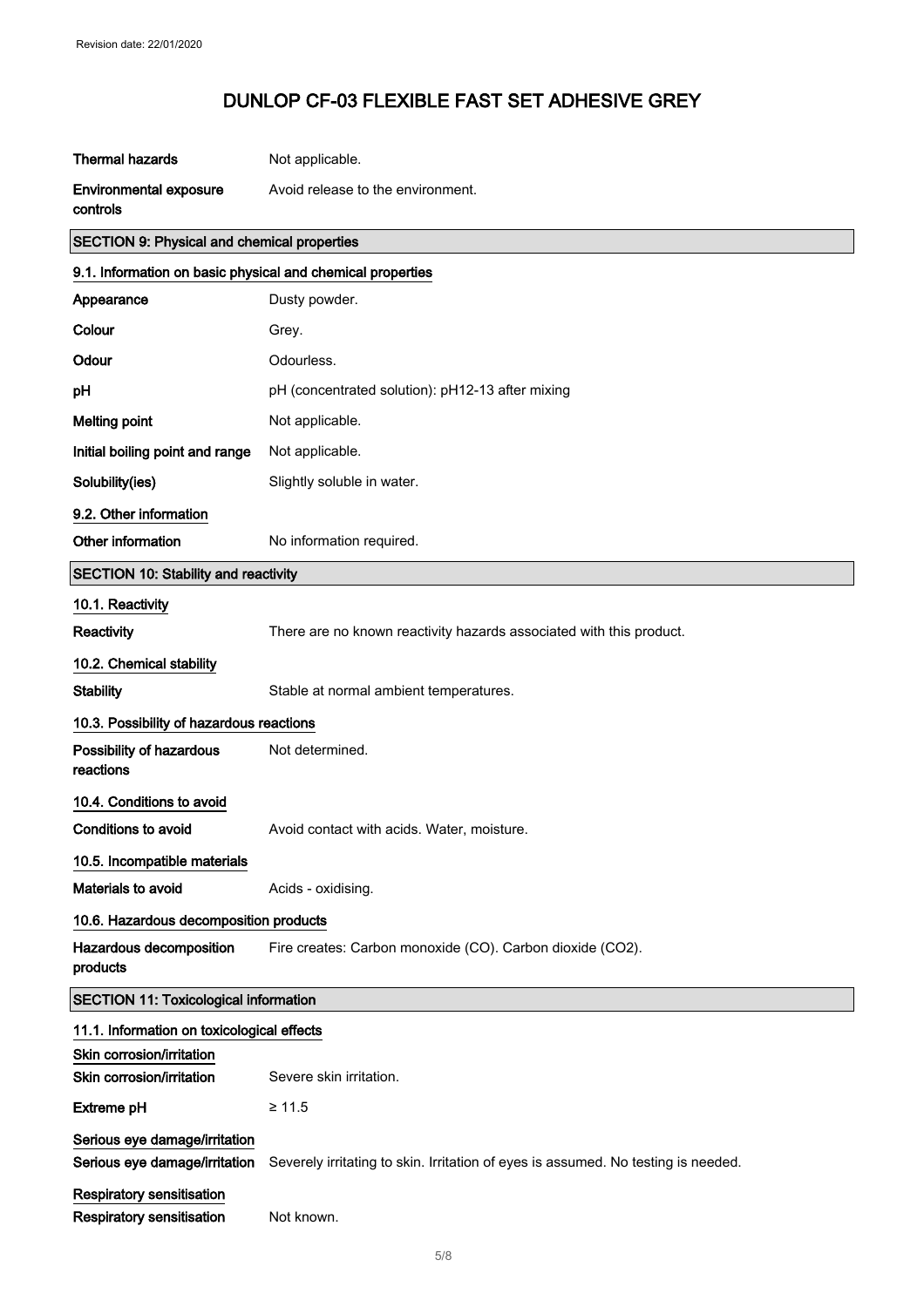| | |
|---|---|
| **Thermal hazards** | Not applicable. |
| **Environmental exposure controls** | Avoid release to the environment. |

## SECTION 9: Physical and chemical properties

### 9.1. Information on basic physical and chemical properties

| | |
|---|---|
| **Appearance** | Dusty powder. |
| **Colour** | Grey. |
| **Odour** | Odourless. |
| **pH** | pH (concentrated solution): pH12-13 after mixing |
| **Melting point** | Not applicable. |
| **Initial boiling point and range** | Not applicable. |
| **Solubility(ies)** | Slightly soluble in water. |

### 9.2. Other information

| | |
|---|---|
| **Other information** | No information required. |

## SECTION 10: Stability and reactivity

### 10.1. Reactivity

| | |
|---|---|
| **Reactivity** | There are no known reactivity hazards associated with this product. |

### 10.2. Chemical stability

| | |
|---|---|
| **Stability** | Stable at normal ambient temperatures. |

### 10.3. Possibility of hazardous reactions

| | |
|---|---|
| **Possibility of hazardous reactions** | Not determined. |

### 10.4. Conditions to avoid

| | |
|---|---|
| **Conditions to avoid** | Avoid contact with acids. Water, moisture. |

### 10.5. Incompatible materials

| | |
|---|---|
| **Materials to avoid** | Acids - oxidising. |

### 10.6. Hazardous decomposition products

| | |
|---|---|
| **Hazardous decomposition products** | Fire creates: Carbon monoxide (CO). Carbon dioxide ($CO_2$). |

## SECTION 11: Toxicological information

### 11.1. Information on toxicological effects

#### Skin corrosion/irritation

| | |
|---|---|
| **Skin corrosion/irritation** | Severe skin irritation. |
| **Extreme pH** | ≥ 11.5 |

#### Serious eye damage/irritation

| | |
|---|---|
| **Serious eye damage/irritation** | Severely irritating to skin. Irritation of eyes is assumed. No testing is needed. |

#### Respiratory sensitisation

| | |
|---|---|
| **Respiratory sensitisation** | Not known. |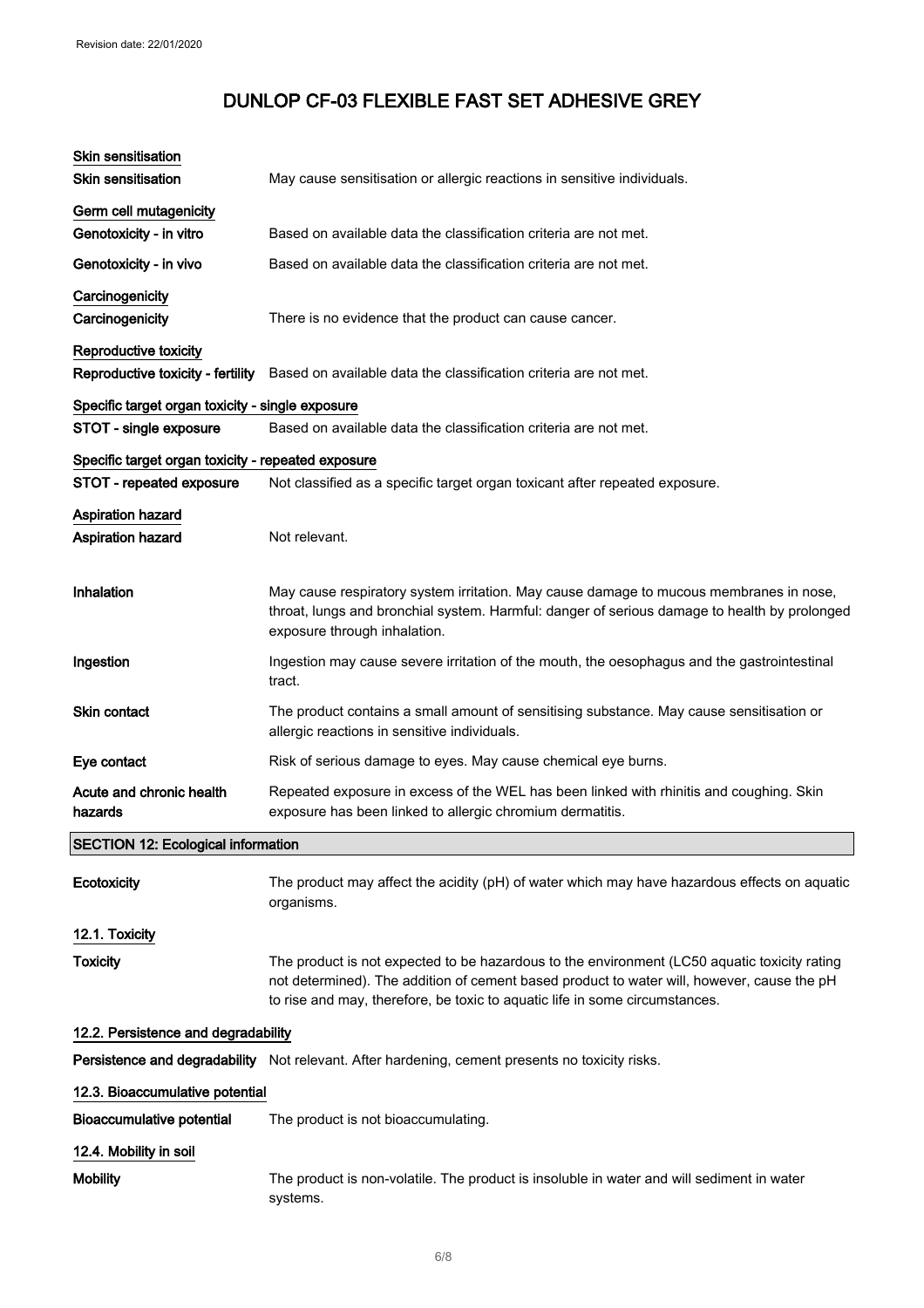# DUNLOP CF-03 FLEXIBLE FAST SET ADHESIVE GREY

**Skin sensitisation**

| | |
|---|---|
| **Skin sensitisation** | May cause sensitisation or allergic reactions in sensitive individuals. |

**Germ cell mutagenicity**

| | |
|---|---|
| **Genotoxicity - in vitro** | Based on available data the classification criteria are not met. |
| **Genotoxicity - in vivo** | Based on available data the classification criteria are not met. |

**Carcinogenicity**

| | |
|---|---|
| **Carcinogenicity** | There is no evidence that the product can cause cancer. |

**Reproductive toxicity**

| | |
|---|---|
| **Reproductive toxicity - fertility** | Based on available data the classification criteria are not met. |

**Specific target organ toxicity - single exposure**

| | |
|---|---|
| **STOT - single exposure** | Based on available data the classification criteria are not met. |

**Specific target organ toxicity - repeated exposure**

| | |
|---|---|
| **STOT - repeated exposure** | Not classified as a specific target organ toxicant after repeated exposure. |

**Aspiration hazard**

| | |
|---|---|
| **Aspiration hazard** | Not relevant. |
| **Inhalation** | May cause respiratory system irritation. May cause damage to mucous membranes in nose, throat, lungs and bronchial system. Harmful: danger of serious damage to health by prolonged exposure through inhalation. |
| **Ingestion** | Ingestion may cause severe irritation of the mouth, the oesophagus and the gastrointestinal tract. |
| **Skin contact** | The product contains a small amount of sensitising substance. May cause sensitisation or allergic reactions in sensitive individuals. |
| **Eye contact** | Risk of serious damage to eyes. May cause chemical eye burns. |
| **Acute and chronic health hazards** | Repeated exposure in excess of the WEL has been linked with rhinitis and coughing. Skin exposure has been linked to allergic chromium dermatitis. |

## SECTION 12: Ecological information

| | |
|---|---|
| **Ecotoxicity** | The product may affect the acidity (pH) of water which may have hazardous effects on aquatic organisms. |

**12.1. Toxicity**

| | |
|---|---|
| **Toxicity** | The product is not expected to be hazardous to the environment (LC50 aquatic toxicity rating not determined). The addition of cement based product to water will, however, cause the pH to rise and may, therefore, be toxic to aquatic life in some circumstances. |

**12.2. Persistence and degradability**

| | |
|---|---|
| **Persistence and degradability** | Not relevant. After hardening, cement presents no toxicity risks. |

**12.3. Bioaccumulative potential**

| | |
|---|---|
| **Bioaccumulative potential** | The product is not bioaccumulating. |

**12.4. Mobility in soil**

| | |
|---|---|
| **Mobility** | The product is non-volatile. The product is insoluble in water and will sediment in water systems. |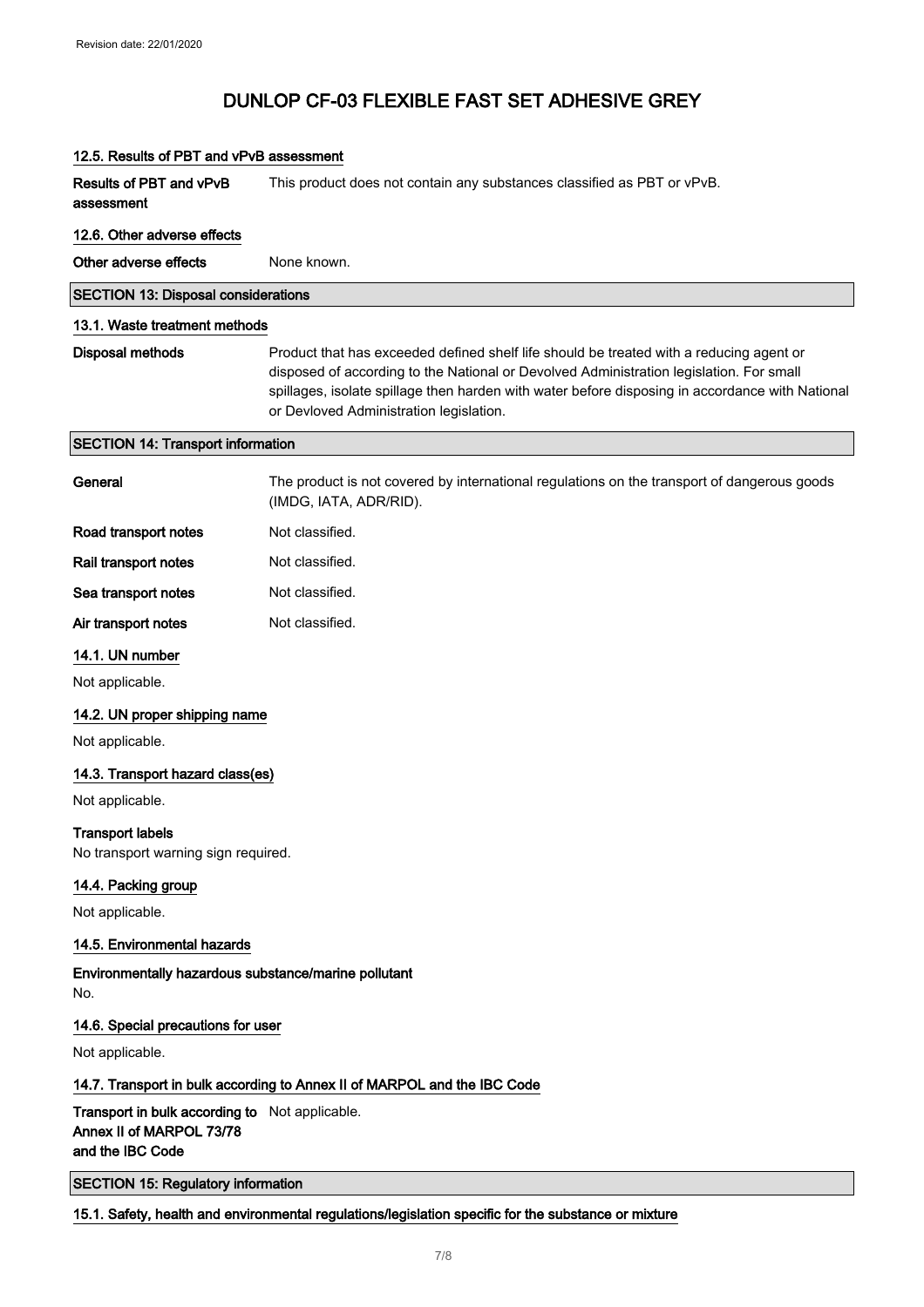# DUNLOP CF-03 FLEXIBLE FAST SET ADHESIVE GREY

### 12.5. Results of PBT and vPvB assessment

**Results of PBT and vPvB assessment** This product does not contain any substances classified as PBT or vPvB.

### 12.6. Other adverse effects

**Other adverse effects** None known.

## SECTION 13: Disposal considerations

### 13.1. Waste treatment methods

**Disposal methods** Product that has exceeded defined shelf life should be treated with a reducing agent or disposed of according to the National or Devolved Administration legislation. For small spillages, isolate spillage then harden with water before disposing in accordance with National or Devloved Administration legislation.

## SECTION 14: Transport information

**General** The product is not covered by international regulations on the transport of dangerous goods (IMDG, IATA, ADR/RID).

**Road transport notes** Not classified.

**Rail transport notes** Not classified.

**Sea transport notes** Not classified.

**Air transport notes** Not classified.

### 14.1. UN number

Not applicable.

### 14.2. UN proper shipping name

Not applicable.

### 14.3. Transport hazard class(es)

Not applicable.

**Transport labels**
No transport warning sign required.

### 14.4. Packing group

Not applicable.

### 14.5. Environmental hazards

**Environmentally hazardous substance/marine pollutant**
No.

### 14.6. Special precautions for user

Not applicable.

### 14.7. Transport in bulk according to Annex II of MARPOL and the IBC Code

**Transport in bulk according to Annex II of MARPOL 73/78 and the IBC Code** Not applicable.

## SECTION 15: Regulatory information

### 15.1. Safety, health and environmental regulations/legislation specific for the substance or mixture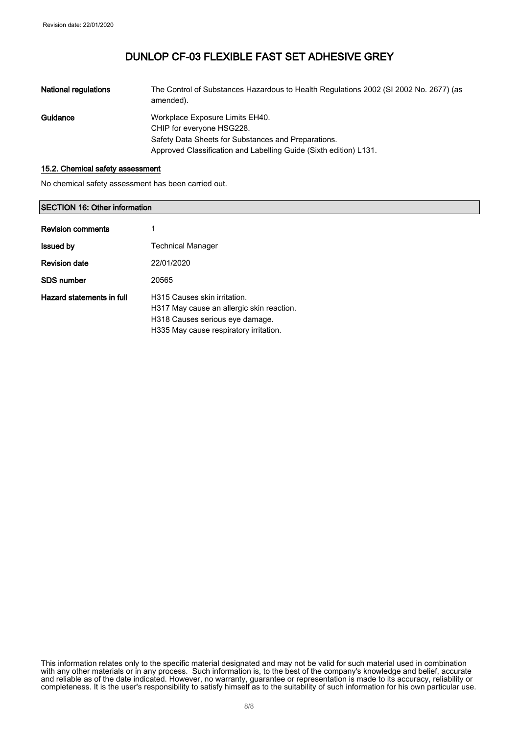# DUNLOP CF-03 FLEXIBLE FAST SET ADHESIVE GREY

| | |
|---|---|
| **National regulations** | The Control of Substances Hazardous to Health Regulations 2002 (SI 2002 No. 2677) (as amended). |
| **Guidance** | Workplace Exposure Limits EH40.<br>CHIP for everyone HSG228.<br>Safety Data Sheets for Substances and Preparations.<br>Approved Classification and Labelling Guide (Sixth edition) L131. |

### 15.2. Chemical safety assessment

No chemical safety assessment has been carried out.

## SECTION 16: Other information

| | |
|---|---|
| **Revision comments** | 1 |
| **Issued by** | Technical Manager |
| **Revision date** | 22/01/2020 |
| **SDS number** | 20565 |
| **Hazard statements in full** | H315 Causes skin irritation.<br>H317 May cause an allergic skin reaction.<br>H318 Causes serious eye damage.<br>H335 May cause respiratory irritation. |

This information relates only to the specific material designated and may not be valid for such material used in combination with any other materials or in any process. Such information is, to the best of the company's knowledge and belief, accurate and reliable as of the date indicated. However, no warranty, guarantee or representation is made to its accuracy, reliability or completeness. It is the user's responsibility to satisfy himself as to the suitability of such information for his own particular use.